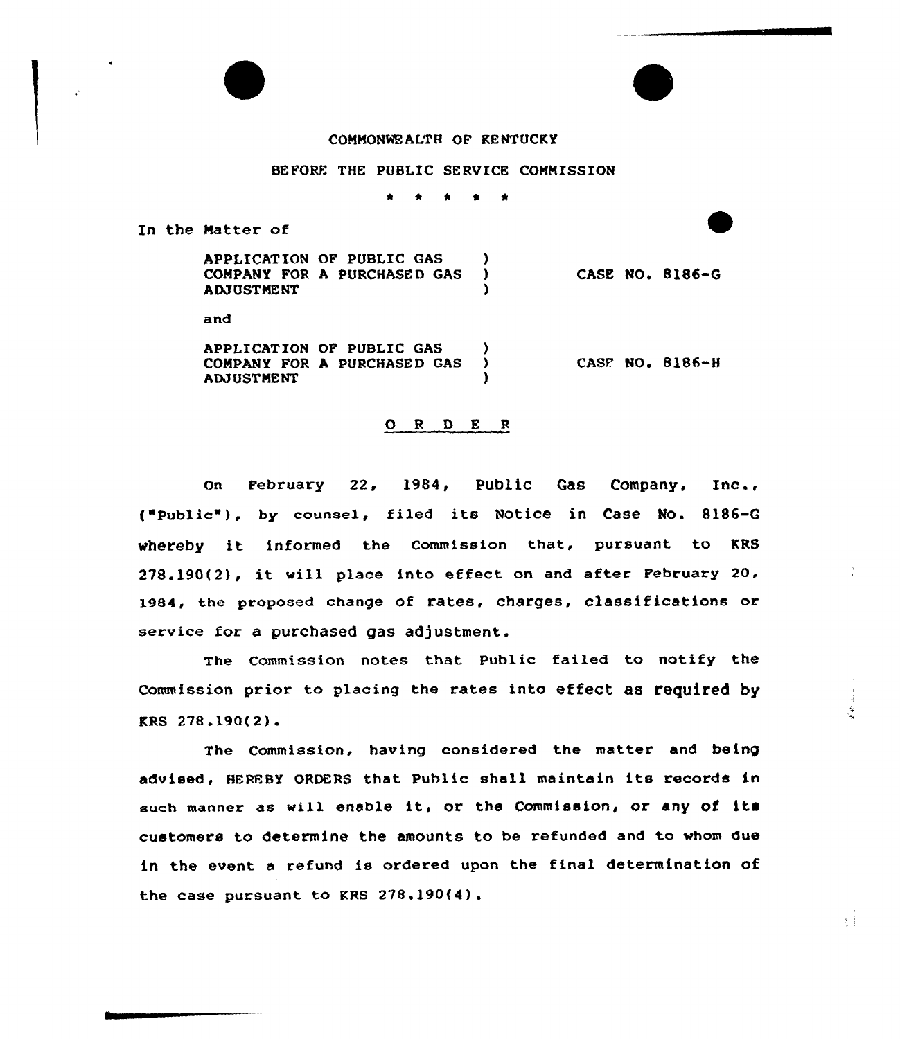COMMONWEALTH OF KENTUCKY

BEFORE THE PUBLIC SERVICE COMMISSION

\* \* \* \* \*

In the Matter of

APPLICATION OF PUBLIC GAS COMPANY FOR A PURCHASED GAS ADJUSTMENT ) CASE NO. 8186-G

and

APPLICATION OF PUBLIC GAS COMPANY FOR A PURCHASED GAS ADJUSTMENT ) CASE NO. 8186-H

## O R D E R

On February 22, 1984, Public Gas Company, Inc., ("Public"), by counsel, filed its Notice in Case No. 8186-G whereby it informed the Commission that, pursuant to KRS 278.190(2), it will place into effect on and after February 20, 1984, the proposed change of rates, charges, classifications or service for a purchased gas adjustment.

The Commission notes that Public failed to notify the Commission prior to placing the rates into effect as required by KRS 278.190(2).

The Commission, having considered the matter and being advised, HEREBY ORDERS that Public shall maintain its records in such manner as will enable it, or the Commission, or any of its customers to determine the amounts to be refunded and to whom due in the event a refund is ordered upon the final determination of the case pursuant to KRS 278.190(4).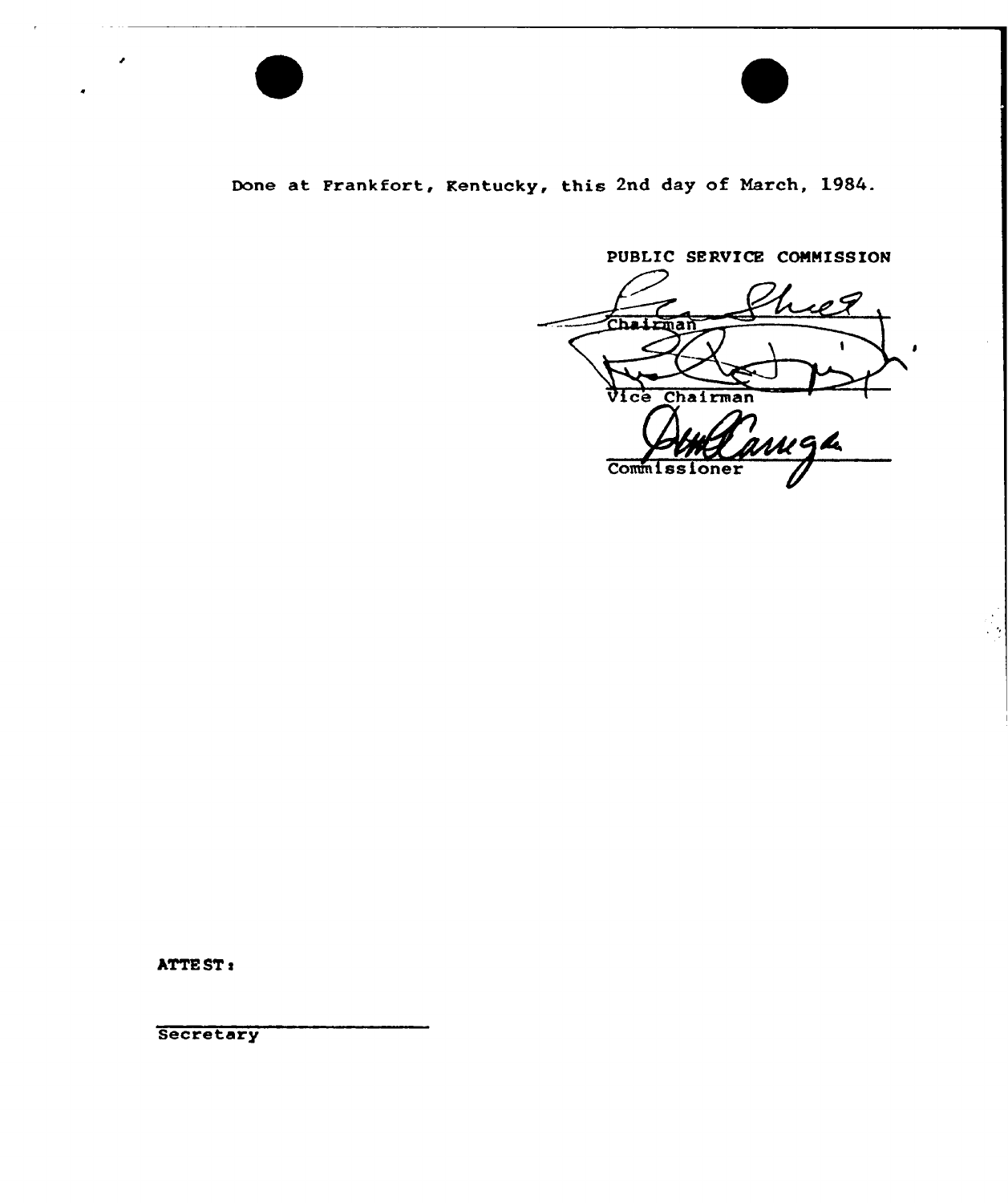Done at Frankfort, Kentucky, this 2nd day of March, 1984.

PUBLIC SERVICE COMMISSION

Chairman

Vice Chairman

Commissioner

ATTEST:

Secretary